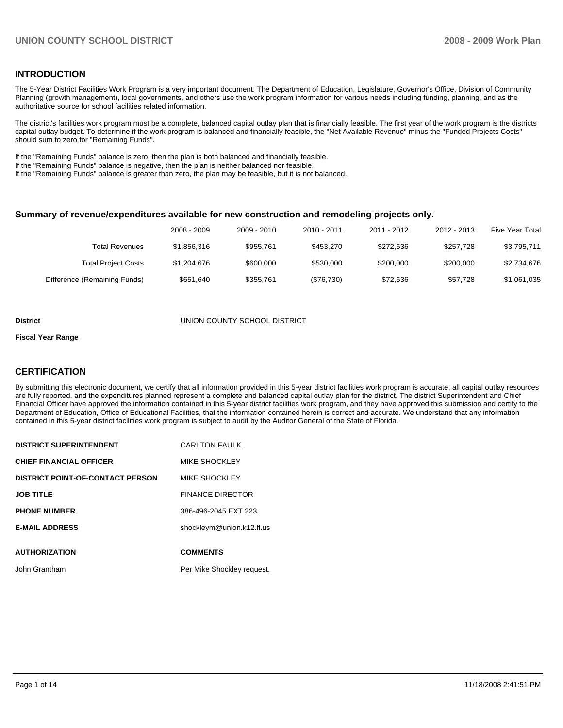## INTRODUCTION

The 5-Year District Facilities Work Program is a very important document. The Department of Education, Legislature, Governor's Office, Division of Community Planning (growth management), local governments, and others use the work program information for various needs including funding, planning, and as the authoritative source for school facilities related information.

The district's facilities work program must be a complete, balanced capital outlay plan that is financially feasible. The first year of the work program is the districts capital outlay budget. To determine if the work program is balanced and financially feasible, the "Net Available Revenue" minus the "Funded Projects Costs" should sum to zero for "Remaining Funds".

If the "Remaining Funds" balance is zero, then the plan is both balanced and financially feasible.
If the "Remaining Funds" balance is negative, then the plan is neither balanced nor feasible.
If the "Remaining Funds" balance is greater than zero, the plan may be feasible, but it is not balanced.

### Summary of revenue/expenditures available for new construction and remodeling projects only.

| | 2008 - 2009 | 2009 - 2010 | 2010 - 2011 | 2011 - 2012 | 2012 - 2013 | Five Year Total |
|---|---|---|---|---|---|---|
| Total Revenues | $1,856,316 | $955,761 | $453,270 | $272,636 | $257,728 | $3,795,711 |
| Total Project Costs | $1,204,676 | $600,000 | $530,000 | $200,000 | $200,000 | $2,734,676 |
| Difference (Remaining Funds) | $651,640 | $355,761 | ($76,730) | $72,636 | $57,728 | $1,061,035 |

**District** UNION COUNTY SCHOOL DISTRICT

**Fiscal Year Range**

## CERTIFICATION

By submitting this electronic document, we certify that all information provided in this 5-year district facilities work program is accurate, all capital outlay resources are fully reported, and the expenditures planned represent a complete and balanced capital outlay plan for the district. The district Superintendent and Chief Financial Officer have approved the information contained in this 5-year district facilities work program, and they have approved this submission and certify to the Department of Education, Office of Educational Facilities, that the information contained herein is correct and accurate. We understand that any information contained in this 5-year district facilities work program is subject to audit by the Auditor General of the State of Florida.

| | |
|---|---|
| **DISTRICT SUPERINTENDENT** | CARLTON FAULK |
| **CHIEF FINANCIAL OFFICER** | MIKE SHOCKLEY |
| **DISTRICT POINT-OF-CONTACT PERSON** | MIKE SHOCKLEY |
| **JOB TITLE** | FINANCE DIRECTOR |
| **PHONE NUMBER** | 386-496-2045 EXT 223 |
| **E-MAIL ADDRESS** | shockleym@union.k12.fl.us |

| **AUTHORIZATION** | **COMMENTS** |
|---|---|
| John Grantham | Per Mike Shockley request. |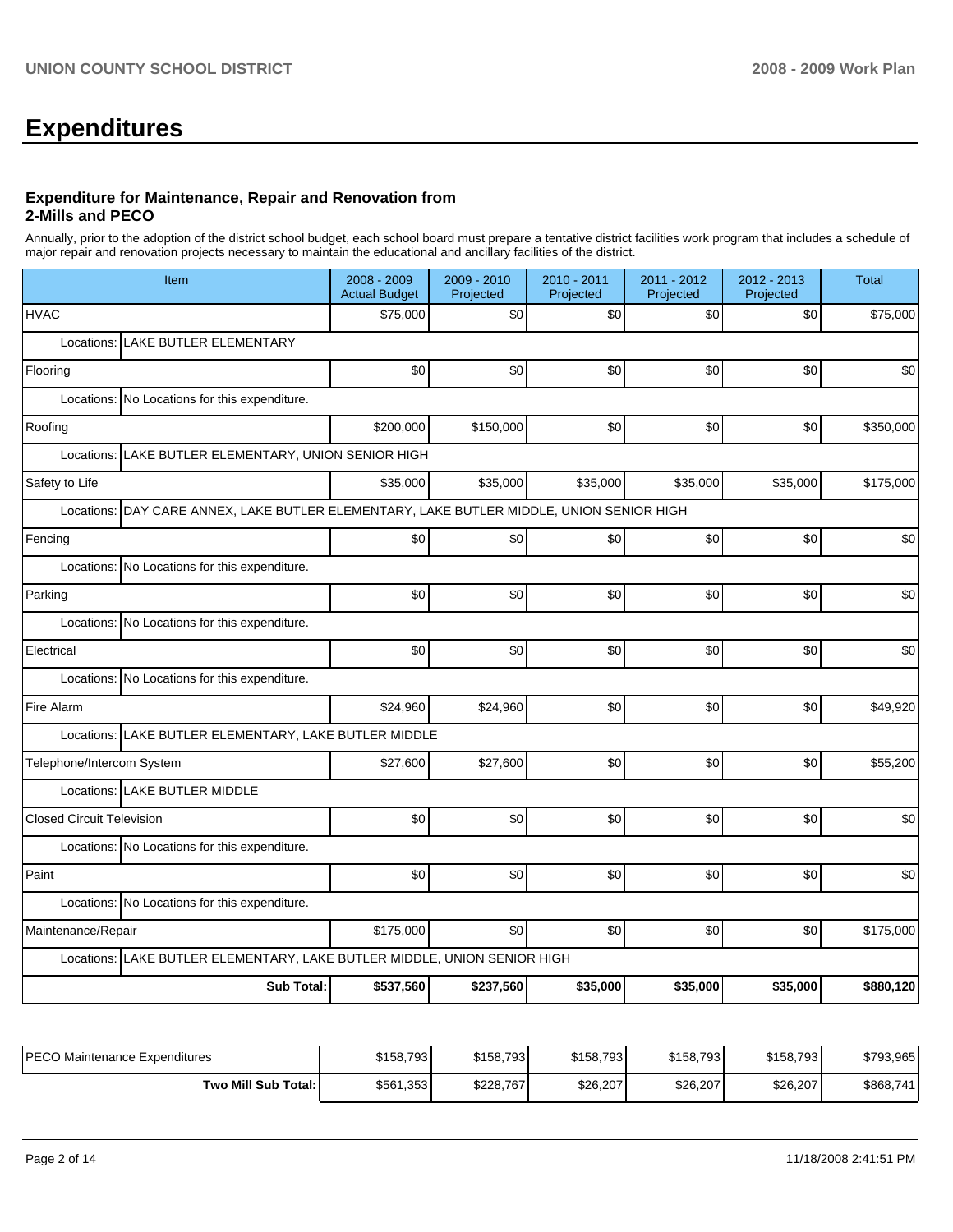# Expenditures

### Expenditure for Maintenance, Repair and Renovation from 2-Mills and PECO

Annually, prior to the adoption of the district school budget, each school board must prepare a tentative district facilities work program that includes a schedule of major repair and renovation projects necessary to maintain the educational and ancillary facilities of the district.

| Item | 2008 - 2009 Actual Budget | 2009 - 2010 Projected | 2010 - 2011 Projected | 2011 - 2012 Projected | 2012 - 2013 Projected | Total |
|---|---|---|---|---|---|---|
| HVAC | $75,000 | $0 | $0 | $0 | $0 | $75,000 |
| Locations: LAKE BUTLER ELEMENTARY | | | | | | |
| Flooring | $0 | $0 | $0 | $0 | $0 | $0 |
| Locations: No Locations for this expenditure. | | | | | | |
| Roofing | $200,000 | $150,000 | $0 | $0 | $0 | $350,000 |
| Locations: LAKE BUTLER ELEMENTARY, UNION SENIOR HIGH | | | | | | |
| Safety to Life | $35,000 | $35,000 | $35,000 | $35,000 | $35,000 | $175,000 |
| Locations: DAY CARE ANNEX, LAKE BUTLER ELEMENTARY, LAKE BUTLER MIDDLE, UNION SENIOR HIGH | | | | | | |
| Fencing | $0 | $0 | $0 | $0 | $0 | $0 |
| Locations: No Locations for this expenditure. | | | | | | |
| Parking | $0 | $0 | $0 | $0 | $0 | $0 |
| Locations: No Locations for this expenditure. | | | | | | |
| Electrical | $0 | $0 | $0 | $0 | $0 | $0 |
| Locations: No Locations for this expenditure. | | | | | | |
| Fire Alarm | $24,960 | $24,960 | $0 | $0 | $0 | $49,920 |
| Locations: LAKE BUTLER ELEMENTARY, LAKE BUTLER MIDDLE | | | | | | |
| Telephone/Intercom System | $27,600 | $27,600 | $0 | $0 | $0 | $55,200 |
| Locations: LAKE BUTLER MIDDLE | | | | | | |
| Closed Circuit Television | $0 | $0 | $0 | $0 | $0 | $0 |
| Locations: No Locations for this expenditure. | | | | | | |
| Paint | $0 | $0 | $0 | $0 | $0 | $0 |
| Locations: No Locations for this expenditure. | | | | | | |
| Maintenance/Repair | $175,000 | $0 | $0 | $0 | $0 | $175,000 |
| Locations: LAKE BUTLER ELEMENTARY, LAKE BUTLER MIDDLE, UNION SENIOR HIGH | | | | | | |
| **Sub Total:** | **$537,560** | **$237,560** | **$35,000** | **$35,000** | **$35,000** | **$880,120** |

| | | | | | | |
|---|---|---|---|---|---|---|
| PECO Maintenance Expenditures | $158,793 | $158,793 | $158,793 | $158,793 | $158,793 | $793,965 |
| **Two Mill Sub Total:** | $561,353 | $228,767 | $26,207 | $26,207 | $26,207 | $868,741 |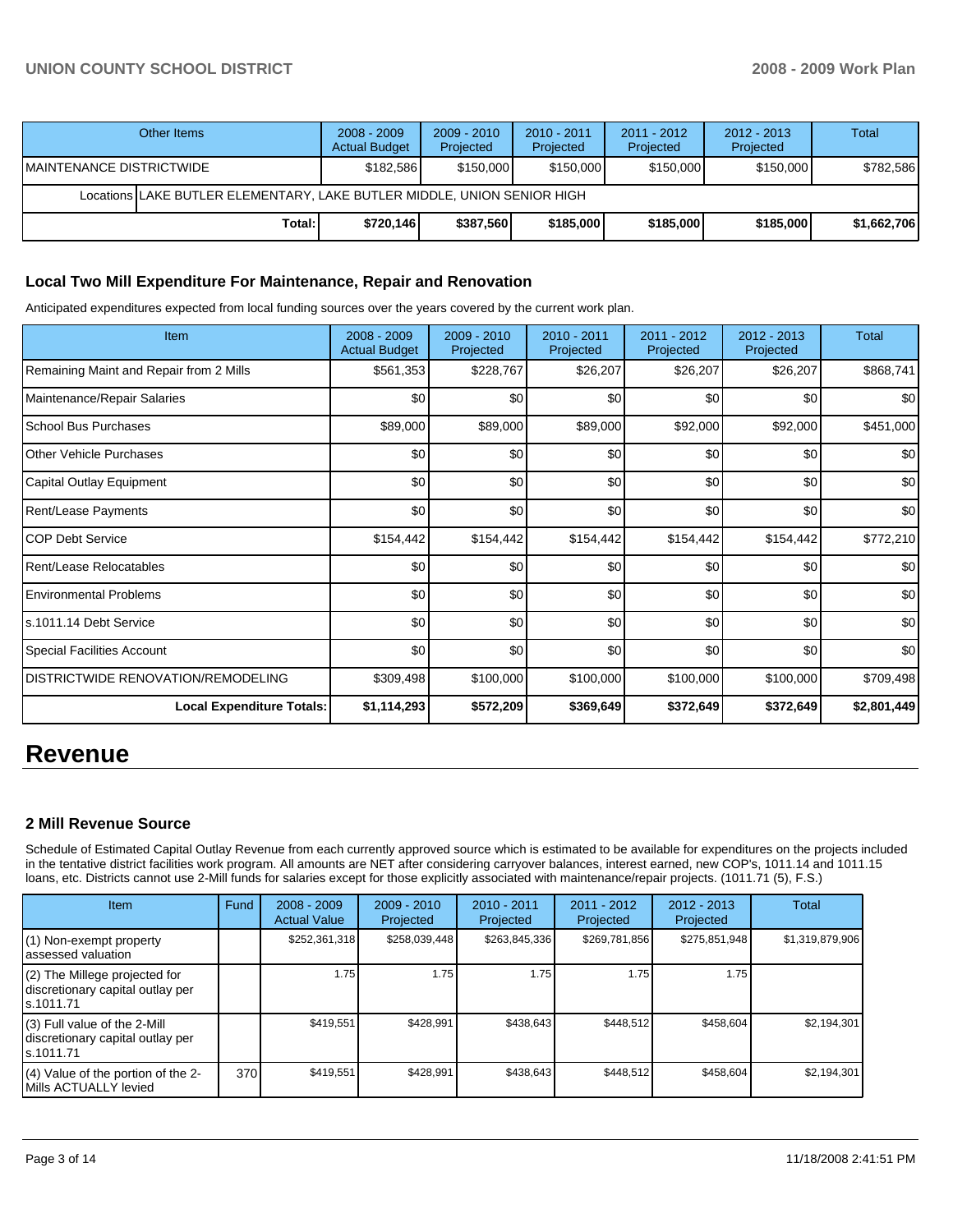| Other Items | 2008 - 2009 Actual Budget | 2009 - 2010 Projected | 2010 - 2011 Projected | 2011 - 2012 Projected | 2012 - 2013 Projected | Total |
|---|---|---|---|---|---|---|
| MAINTENANCE DISTRICTWIDE | $182,586 | $150,000 | $150,000 | $150,000 | $150,000 | $782,586 |
| Locations LAKE BUTLER ELEMENTARY, LAKE BUTLER MIDDLE, UNION SENIOR HIGH | | | | | | |
| Total: | $720,146 | $387,560 | $185,000 | $185,000 | $185,000 | $1,662,706 |

### Local Two Mill Expenditure For Maintenance, Repair and Renovation

Anticipated expenditures expected from local funding sources over the years covered by the current work plan.

| Item | 2008 - 2009 Actual Budget | 2009 - 2010 Projected | 2010 - 2011 Projected | 2011 - 2012 Projected | 2012 - 2013 Projected | Total |
|---|---|---|---|---|---|---|
| Remaining Maint and Repair from 2 Mills | $561,353 | $228,767 | $26,207 | $26,207 | $26,207 | $868,741 |
| Maintenance/Repair Salaries | $0 | $0 | $0 | $0 | $0 | $0 |
| School Bus Purchases | $89,000 | $89,000 | $89,000 | $92,000 | $92,000 | $451,000 |
| Other Vehicle Purchases | $0 | $0 | $0 | $0 | $0 | $0 |
| Capital Outlay Equipment | $0 | $0 | $0 | $0 | $0 | $0 |
| Rent/Lease Payments | $0 | $0 | $0 | $0 | $0 | $0 |
| COP Debt Service | $154,442 | $154,442 | $154,442 | $154,442 | $154,442 | $772,210 |
| Rent/Lease Relocatables | $0 | $0 | $0 | $0 | $0 | $0 |
| Environmental Problems | $0 | $0 | $0 | $0 | $0 | $0 |
| s.1011.14 Debt Service | $0 | $0 | $0 | $0 | $0 | $0 |
| Special Facilities Account | $0 | $0 | $0 | $0 | $0 | $0 |
| DISTRICTWIDE RENOVATION/REMODELING | $309,498 | $100,000 | $100,000 | $100,000 | $100,000 | $709,498 |
| Local Expenditure Totals: | $1,114,293 | $572,209 | $369,649 | $372,649 | $372,649 | $2,801,449 |

# Revenue

### 2 Mill Revenue Source

Schedule of Estimated Capital Outlay Revenue from each currently approved source which is estimated to be available for expenditures on the projects included in the tentative district facilities work program. All amounts are NET after considering carryover balances, interest earned, new COP's, 1011.14 and 1011.15 loans, etc. Districts cannot use 2-Mill funds for salaries except for those explicitly associated with maintenance/repair projects. (1011.71 (5), F.S.)

| Item | Fund | 2008 - 2009 Actual Value | 2009 - 2010 Projected | 2010 - 2011 Projected | 2011 - 2012 Projected | 2012 - 2013 Projected | Total |
|---|---|---|---|---|---|---|---|
| (1) Non-exempt property assessed valuation | | $252,361,318 | $258,039,448 | $263,845,336 | $269,781,856 | $275,851,948 | $1,319,879,906 |
| (2) The Millege projected for discretionary capital outlay per s.1011.71 | | 1.75 | 1.75 | 1.75 | 1.75 | 1.75 | |
| (3) Full value of the 2-Mill discretionary capital outlay per s.1011.71 | | $419,551 | $428,991 | $438,643 | $448,512 | $458,604 | $2,194,301 |
| (4) Value of the portion of the 2-Mills ACTUALLY levied | 370 | $419,551 | $428,991 | $438,643 | $448,512 | $458,604 | $2,194,301 |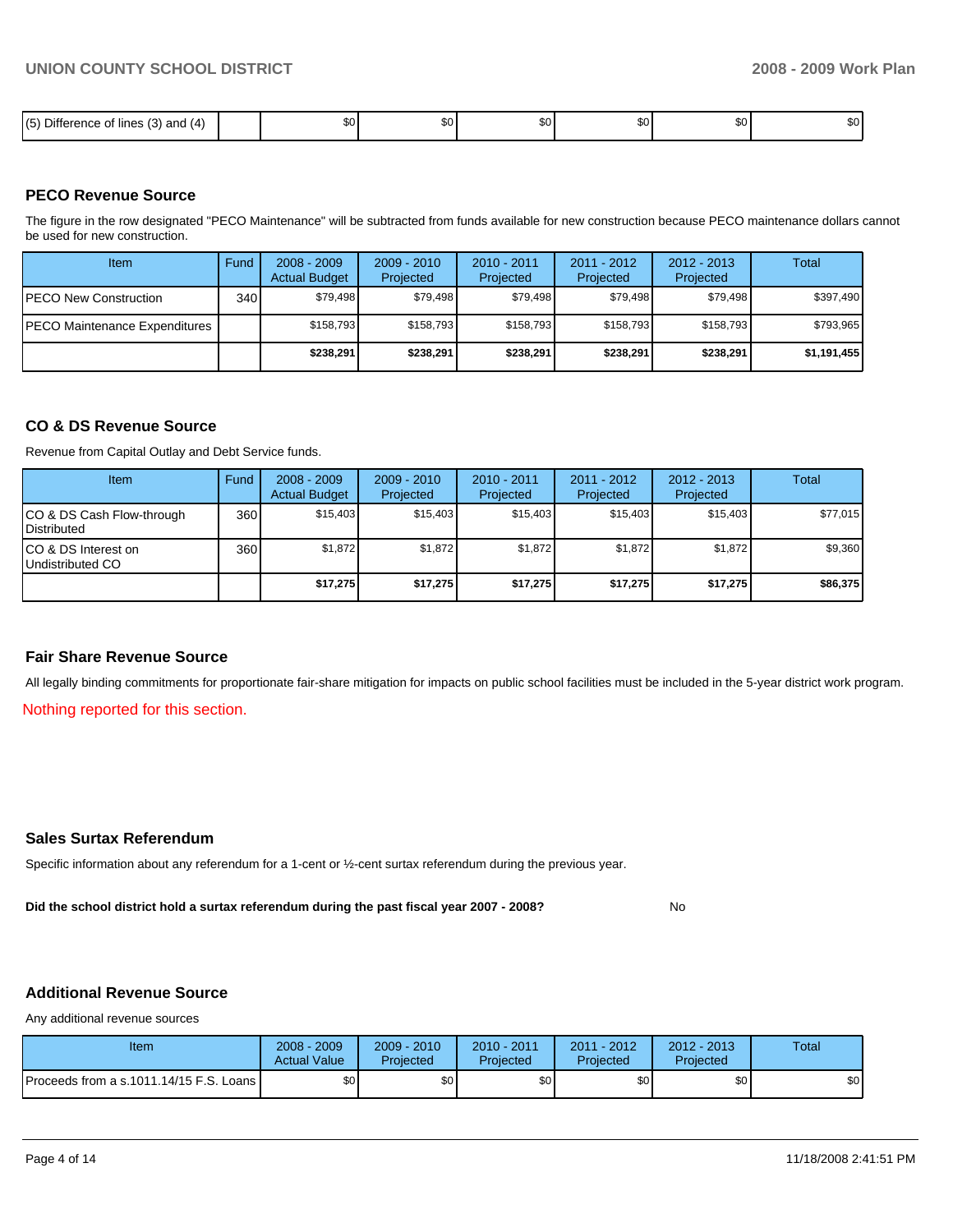| (5) Difference of lines (3) and (4) | | $0 | $0 | $0 | $0 | $0 | $0 |
|---|---|---|---|---|---|---|---|

## PECO Revenue Source

The figure in the row designated "PECO Maintenance" will be subtracted from funds available for new construction because PECO maintenance dollars cannot be used for new construction.

| Item | Fund | 2008 - 2009 Actual Budget | 2009 - 2010 Projected | 2010 - 2011 Projected | 2011 - 2012 Projected | 2012 - 2013 Projected | Total |
|---|---|---|---|---|---|---|---|
| PECO New Construction | 340 | $79,498 | $79,498 | $79,498 | $79,498 | $79,498 | $397,490 |
| PECO Maintenance Expenditures | | $158,793 | $158,793 | $158,793 | $158,793 | $158,793 | $793,965 |
| | | **$238,291** | **$238,291** | **$238,291** | **$238,291** | **$238,291** | **$1,191,455** |

## CO & DS Revenue Source

Revenue from Capital Outlay and Debt Service funds.

| Item | Fund | 2008 - 2009 Actual Budget | 2009 - 2010 Projected | 2010 - 2011 Projected | 2011 - 2012 Projected | 2012 - 2013 Projected | Total |
|---|---|---|---|---|---|---|---|
| CO & DS Cash Flow-through Distributed | 360 | $15,403 | $15,403 | $15,403 | $15,403 | $15,403 | $77,015 |
| CO & DS Interest on Undistributed CO | 360 | $1,872 | $1,872 | $1,872 | $1,872 | $1,872 | $9,360 |
| | | **$17,275** | **$17,275** | **$17,275** | **$17,275** | **$17,275** | **$86,375** |

## Fair Share Revenue Source

All legally binding commitments for proportionate fair-share mitigation for impacts on public school facilities must be included in the 5-year district work program.

Nothing reported for this section.

## Sales Surtax Referendum

Specific information about any referendum for a 1-cent or ½-cent surtax referendum during the previous year.

**Did the school district hold a surtax referendum during the past fiscal year 2007 - 2008?** No

## Additional Revenue Source

Any additional revenue sources

| Item | 2008 - 2009 Actual Value | 2009 - 2010 Projected | 2010 - 2011 Projected | 2011 - 2012 Projected | 2012 - 2013 Projected | Total |
|---|---|---|---|---|---|---|
| Proceeds from a s.1011.14/15 F.S. Loans | $0 | $0 | $0 | $0 | $0 | $0 |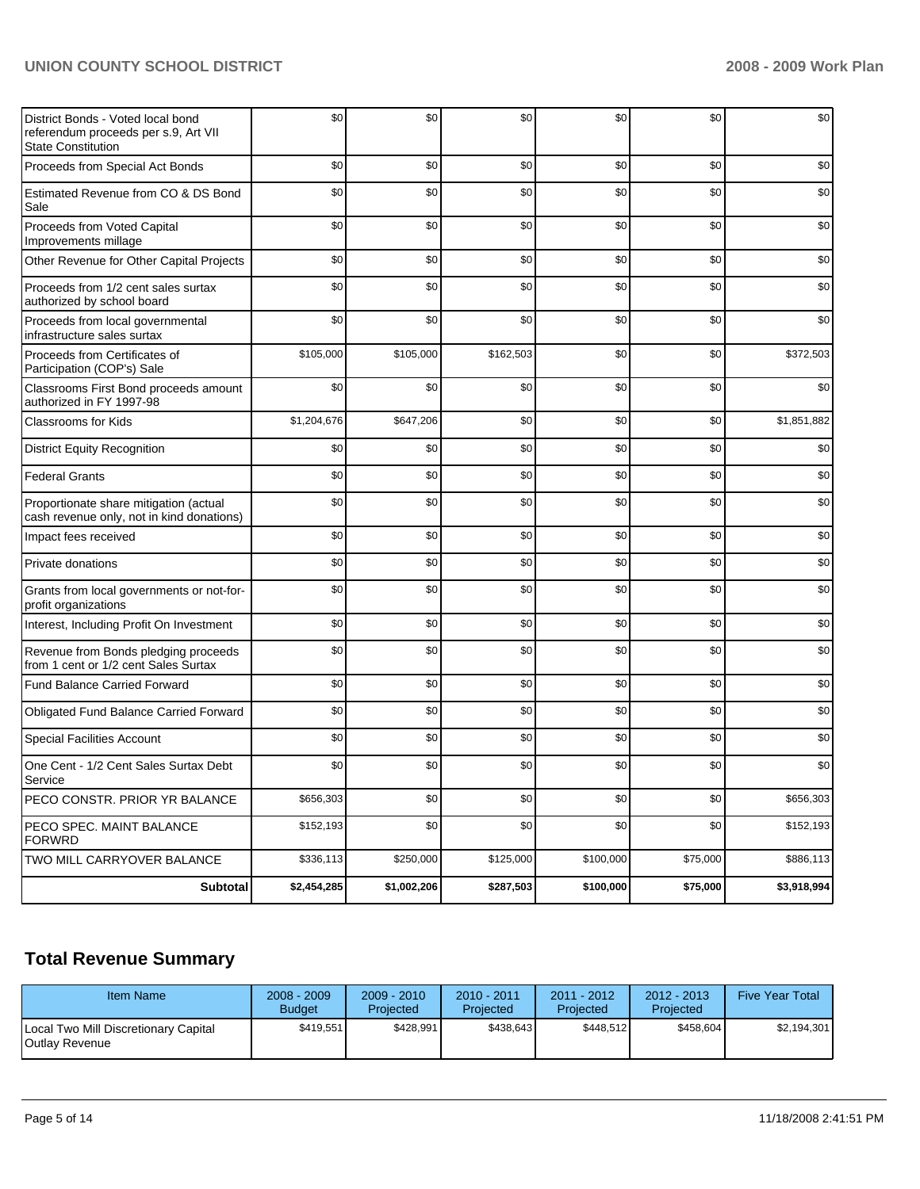| | | | | | | |
|---|---|---|---|---|---|---|
| District Bonds - Voted local bond referendum proceeds per s.9, Art VII State Constitution | $0 | $0 | $0 | $0 | $0 | $0 |
| Proceeds from Special Act Bonds | $0 | $0 | $0 | $0 | $0 | $0 |
| Estimated Revenue from CO & DS Bond Sale | $0 | $0 | $0 | $0 | $0 | $0 |
| Proceeds from Voted Capital Improvements millage | $0 | $0 | $0 | $0 | $0 | $0 |
| Other Revenue for Other Capital Projects | $0 | $0 | $0 | $0 | $0 | $0 |
| Proceeds from 1/2 cent sales surtax authorized by school board | $0 | $0 | $0 | $0 | $0 | $0 |
| Proceeds from local governmental infrastructure sales surtax | $0 | $0 | $0 | $0 | $0 | $0 |
| Proceeds from Certificates of Participation (COP's) Sale | $105,000 | $105,000 | $162,503 | $0 | $0 | $372,503 |
| Classrooms First Bond proceeds amount authorized in FY 1997-98 | $0 | $0 | $0 | $0 | $0 | $0 |
| Classrooms for Kids | $1,204,676 | $647,206 | $0 | $0 | $0 | $1,851,882 |
| District Equity Recognition | $0 | $0 | $0 | $0 | $0 | $0 |
| Federal Grants | $0 | $0 | $0 | $0 | $0 | $0 |
| Proportionate share mitigation (actual cash revenue only, not in kind donations) | $0 | $0 | $0 | $0 | $0 | $0 |
| Impact fees received | $0 | $0 | $0 | $0 | $0 | $0 |
| Private donations | $0 | $0 | $0 | $0 | $0 | $0 |
| Grants from local governments or not-for-profit organizations | $0 | $0 | $0 | $0 | $0 | $0 |
| Interest, Including Profit On Investment | $0 | $0 | $0 | $0 | $0 | $0 |
| Revenue from Bonds pledging proceeds from 1 cent or 1/2 cent Sales Surtax | $0 | $0 | $0 | $0 | $0 | $0 |
| Fund Balance Carried Forward | $0 | $0 | $0 | $0 | $0 | $0 |
| Obligated Fund Balance Carried Forward | $0 | $0 | $0 | $0 | $0 | $0 |
| Special Facilities Account | $0 | $0 | $0 | $0 | $0 | $0 |
| One Cent - 1/2 Cent Sales Surtax Debt Service | $0 | $0 | $0 | $0 | $0 | $0 |
| PECO CONSTR. PRIOR YR BALANCE | $656,303 | $0 | $0 | $0 | $0 | $656,303 |
| PECO SPEC. MAINT BALANCE FORWRD | $152,193 | $0 | $0 | $0 | $0 | $152,193 |
| TWO MILL CARRYOVER BALANCE | $336,113 | $250,000 | $125,000 | $100,000 | $75,000 | $886,113 |
| **Subtotal** | **$2,454,285** | **$1,002,206** | **$287,503** | **$100,000** | **$75,000** | **$3,918,994** |

## Total Revenue Summary

| Item Name | 2008 - 2009 Budget | 2009 - 2010 Projected | 2010 - 2011 Projected | 2011 - 2012 Projected | 2012 - 2013 Projected | Five Year Total |
|---|---|---|---|---|---|---|
| Local Two Mill Discretionary Capital Outlay Revenue | $419,551 | $428,991 | $438,643 | $448,512 | $458,604 | $2,194,301 |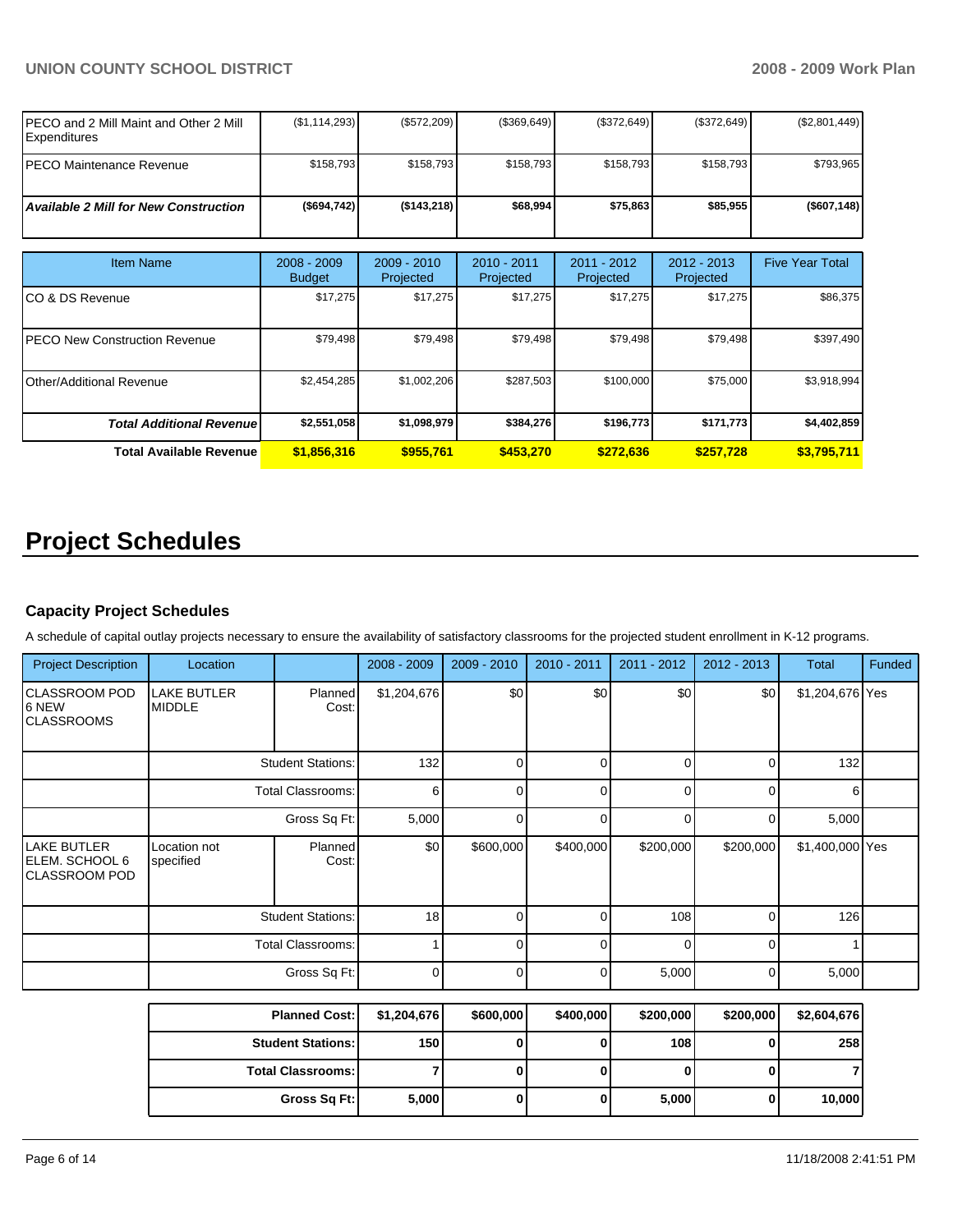| | | | | | | |
|---|---|---|---|---|---|---|
| PECO and 2 Mill Maint and Other 2 Mill Expenditures | ($1,114,293) | ($572,209) | ($369,649) | ($372,649) | ($372,649) | ($2,801,449) |
| PECO Maintenance Revenue | $158,793 | $158,793 | $158,793 | $158,793 | $158,793 | $793,965 |
| ***Available 2 Mill for New Construction*** | **($694,742)** | **($143,218)** | **$68,994** | **$75,863** | **$85,955** | **($607,148)** |

| Item Name | 2008 - 2009 Budget | 2009 - 2010 Projected | 2010 - 2011 Projected | 2011 - 2012 Projected | 2012 - 2013 Projected | Five Year Total |
|---|---|---|---|---|---|---|
| CO & DS Revenue | $17,275 | $17,275 | $17,275 | $17,275 | $17,275 | $86,375 |
| PECO New Construction Revenue | $79,498 | $79,498 | $79,498 | $79,498 | $79,498 | $397,490 |
| Other/Additional Revenue | $2,454,285 | $1,002,206 | $287,503 | $100,000 | $75,000 | $3,918,994 |
| ***Total Additional Revenue*** | **$2,551,058** | **$1,098,979** | **$384,276** | **$196,773** | **$171,773** | **$4,402,859** |
| **Total Available Revenue** | **$1,856,316** | **$955,761** | **$453,270** | **$272,636** | **$257,728** | **$3,795,711** |

# Project Schedules

### Capacity Project Schedules

A schedule of capital outlay projects necessary to ensure the availability of satisfactory classrooms for the projected student enrollment in K-12 programs.

| Project Description | Location | | 2008 - 2009 | 2009 - 2010 | 2010 - 2011 | 2011 - 2012 | 2012 - 2013 | Total | Funded |
|---|---|---|---|---|---|---|---|---|---|
| CLASSROOM POD 6 NEW CLASSROOMS | LAKE BUTLER MIDDLE | Planned Cost: | $1,204,676 | $0 | $0 | $0 | $0 | $1,204,676 | Yes |
| | | Student Stations: | 132 | 0 | 0 | 0 | 0 | 132 | |
| | | Total Classrooms: | 6 | 0 | 0 | 0 | 0 | 6 | |
| | | Gross Sq Ft: | 5,000 | 0 | 0 | 0 | 0 | 5,000 | |
| LAKE BUTLER ELEM. SCHOOL 6 CLASSROOM POD | Location not specified | Planned Cost: | $0 | $600,000 | $400,000 | $200,000 | $200,000 | $1,400,000 | Yes |
| | | Student Stations: | 18 | 0 | 0 | 108 | 0 | 126 | |
| | | Total Classrooms: | 1 | 0 | 0 | 0 | 0 | 1 | |
| | | Gross Sq Ft: | 0 | 0 | 0 | 5,000 | 0 | 5,000 | |

| | 2008 - 2009 | 2009 - 2010 | 2010 - 2011 | 2011 - 2012 | 2012 - 2013 | Total |
|---|---|---|---|---|---|---|
| **Planned Cost:** | **$1,204,676** | **$600,000** | **$400,000** | **$200,000** | **$200,000** | **$2,604,676** |
| **Student Stations:** | **150** | **0** | **0** | **108** | **0** | **258** |
| **Total Classrooms:** | **7** | **0** | **0** | **0** | **0** | **7** |
| **Gross Sq Ft:** | **5,000** | **0** | **0** | **5,000** | **0** | **10,000** |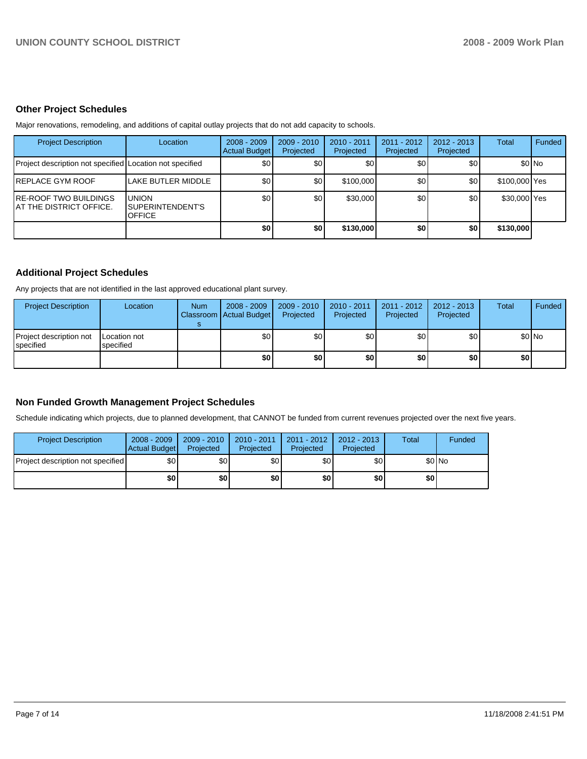## Other Project Schedules

Major renovations, remodeling, and additions of capital outlay projects that do not add capacity to schools.

| Project Description | Location | 2008 - 2009 Actual Budget | 2009 - 2010 Projected | 2010 - 2011 Projected | 2011 - 2012 Projected | 2012 - 2013 Projected | Total | Funded |
|---|---|---|---|---|---|---|---|---|
| Project description not specified | Location not specified | $0 | $0 | $0 | $0 | $0 | $0 | No |
| REPLACE GYM ROOF | LAKE BUTLER MIDDLE | $0 | $0 | $100,000 | $0 | $0 | $100,000 | Yes |
| RE-ROOF TWO BUILDINGS AT THE DISTRICT OFFICE. | UNION SUPERINTENDENT'S OFFICE | $0 | $0 | $30,000 | $0 | $0 | $30,000 | Yes |
| | | **$0** | **$0** | **$130,000** | **$0** | **$0** | **$130,000** | |

## Additional Project Schedules

Any projects that are not identified in the last approved educational plant survey.

| Project Description | Location | Num Classrooms | 2008 - 2009 Actual Budget | 2009 - 2010 Projected | 2010 - 2011 Projected | 2011 - 2012 Projected | 2012 - 2013 Projected | Total | Funded |
|---|---|---|---|---|---|---|---|---|---|
| Project description not specified | Location not specified | | $0 | $0 | $0 | $0 | $0 | $0 | No |
| | | | **$0** | **$0** | **$0** | **$0** | **$0** | **$0** | |

## Non Funded Growth Management Project Schedules

Schedule indicating which projects, due to planned development, that CANNOT be funded from current revenues projected over the next five years.

| Project Description | 2008 - 2009 Actual Budget | 2009 - 2010 Projected | 2010 - 2011 Projected | 2011 - 2012 Projected | 2012 - 2013 Projected | Total | Funded |
|---|---|---|---|---|---|---|---|
| Project description not specified | $0 | $0 | $0 | $0 | $0 | $0 | No |
| | **$0** | **$0** | **$0** | **$0** | **$0** | **$0** | |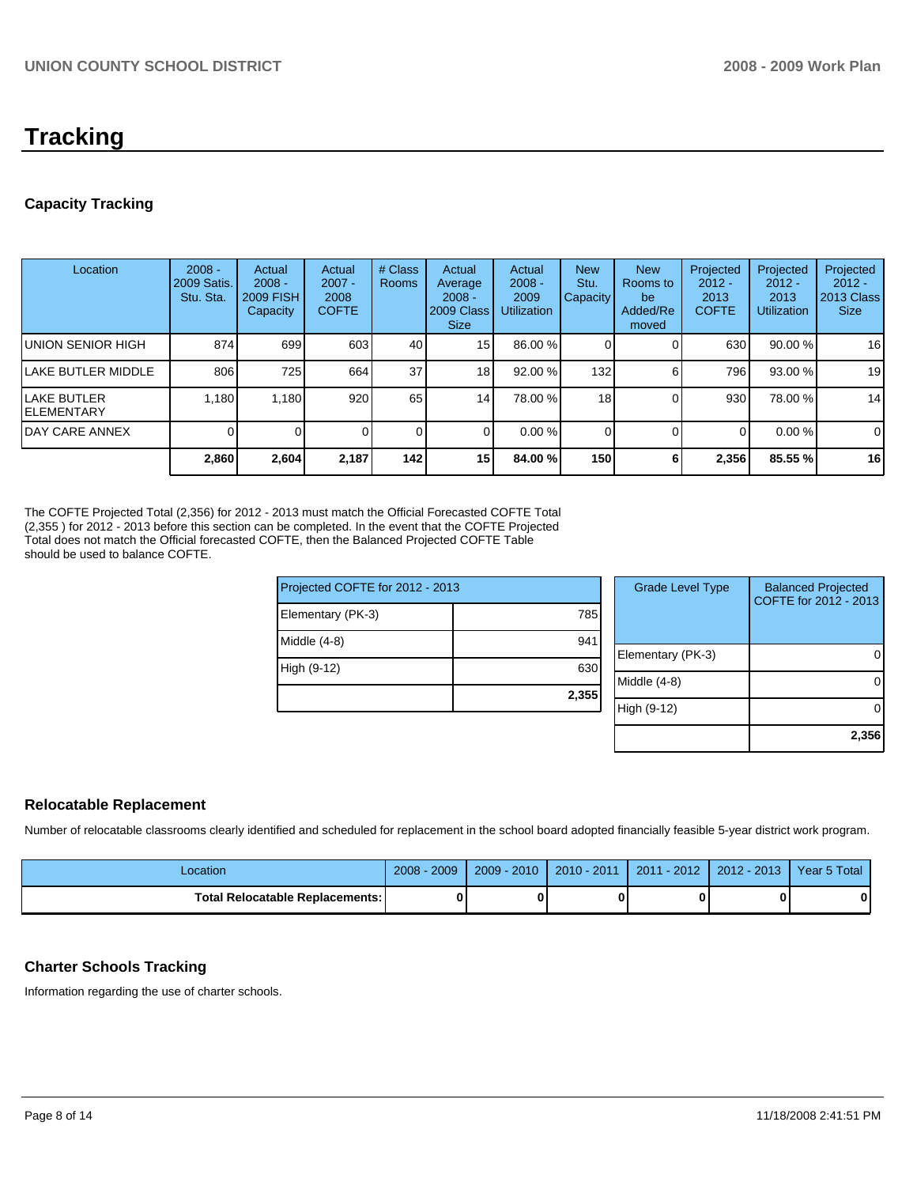# Tracking

## Capacity Tracking

| Location | 2008 - 2009 Satis. Stu. Sta. | Actual 2008 - 2009 FISH Capacity | Actual 2007 - 2008 COFTE | # Class Rooms | Actual Average 2008 - 2009 Class Size | Actual 2008 - 2009 Utilization | New Stu. Capacity | New Rooms to be Added/Removed | Projected 2012 - 2013 COFTE | Projected 2012 - 2013 Utilization | Projected 2012 - 2013 Class Size |
|---|---|---|---|---|---|---|---|---|---|---|---|
| UNION SENIOR HIGH | 874 | 699 | 603 | 40 | 15 | 86.00 % | 0 | 0 | 630 | 90.00 % | 16 |
| LAKE BUTLER MIDDLE | 806 | 725 | 664 | 37 | 18 | 92.00 % | 132 | 6 | 796 | 93.00 % | 19 |
| LAKE BUTLER ELEMENTARY | 1,180 | 1,180 | 920 | 65 | 14 | 78.00 % | 18 | 0 | 930 | 78.00 % | 14 |
| DAY CARE ANNEX | 0 | 0 | 0 | 0 | 0 | 0.00 % | 0 | 0 | 0 | 0.00 % | 0 |
| | **2,860** | **2,604** | **2,187** | **142** | **15** | **84.00 %** | **150** | **6** | **2,356** | **85.55 %** | **16** |

The COFTE Projected Total (2,356) for 2012 - 2013 must match the Official Forecasted COFTE Total (2,355 ) for 2012 - 2013 before this section can be completed. In the event that the COFTE Projected Total does not match the Official forecasted COFTE, then the Balanced Projected COFTE Table should be used to balance COFTE.

| Projected COFTE for 2012 - 2013 | |
|---|---|
| Elementary (PK-3) | 785 |
| Middle (4-8) | 941 |
| High (9-12) | 630 |
| | **2,355** |

| Grade Level Type | Balanced Projected COFTE for 2012 - 2013 |
|---|---|
| Elementary (PK-3) | 0 |
| Middle (4-8) | 0 |
| High (9-12) | 0 |
| | **2,356** |

## Relocatable Replacement

Number of relocatable classrooms clearly identified and scheduled for replacement in the school board adopted financially feasible 5-year district work program.

| Location | 2008 - 2009 | 2009 - 2010 | 2010 - 2011 | 2011 - 2012 | 2012 - 2013 | Year 5 Total |
|---|---|---|---|---|---|---|
| **Total Relocatable Replacements:** | **0** | **0** | **0** | **0** | **0** | **0** |

## Charter Schools Tracking

Information regarding the use of charter schools.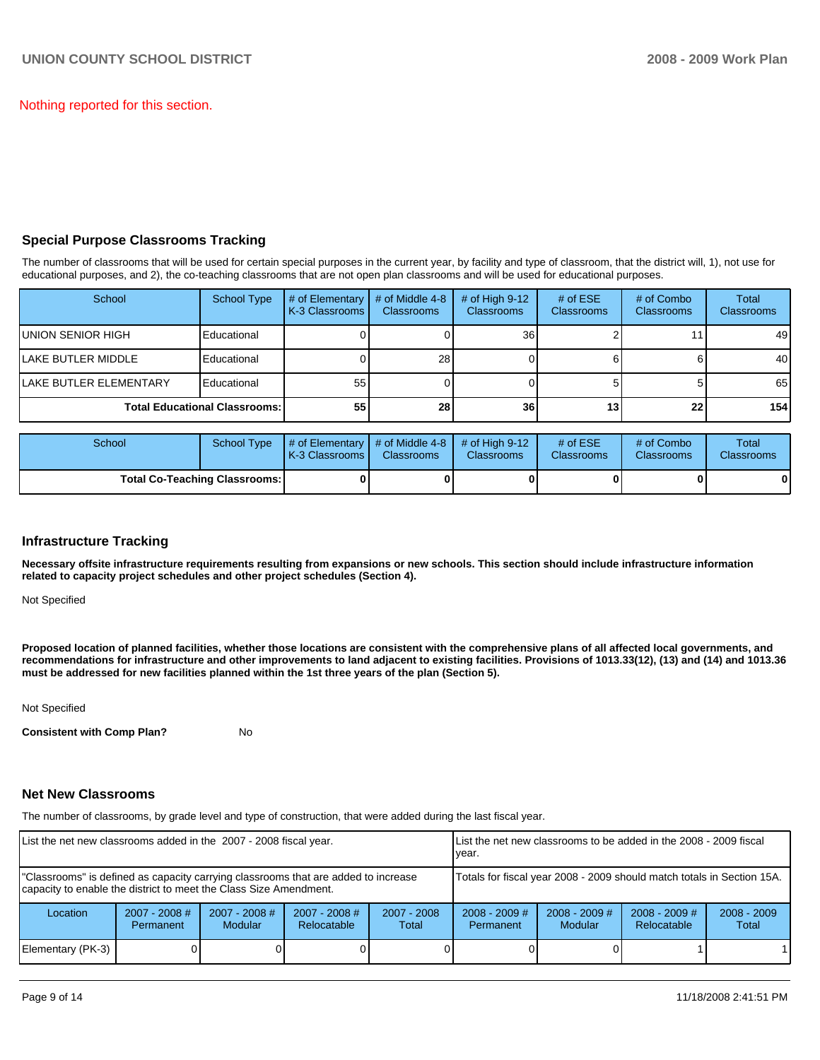Nothing reported for this section.

## Special Purpose Classrooms Tracking

The number of classrooms that will be used for certain special purposes in the current year, by facility and type of classroom, that the district will, 1), not use for educational purposes, and 2), the co-teaching classrooms that are not open plan classrooms and will be used for educational purposes.

| School | School Type | # of Elementary K-3 Classrooms | # of Middle 4-8 Classrooms | # of High 9-12 Classrooms | # of ESE Classrooms | # of Combo Classrooms | Total Classrooms |
|---|---|---|---|---|---|---|---|
| UNION SENIOR HIGH | Educational | 0 | 0 | 36 | 2 | 11 | 49 |
| LAKE BUTLER MIDDLE | Educational | 0 | 28 | 0 | 6 | 6 | 40 |
| LAKE BUTLER ELEMENTARY | Educational | 55 | 0 | 0 | 5 | 5 | 65 |
| **Total Educational Classrooms:** | | **55** | **28** | **36** | **13** | **22** | **154** |

| School | School Type | # of Elementary K-3 Classrooms | # of Middle 4-8 Classrooms | # of High 9-12 Classrooms | # of ESE Classrooms | # of Combo Classrooms | Total Classrooms |
|---|---|---|---|---|---|---|---|
| **Total Co-Teaching Classrooms:** | | **0** | **0** | **0** | **0** | **0** | **0** |

## Infrastructure Tracking

**Necessary offsite infrastructure requirements resulting from expansions or new schools. This section should include infrastructure information related to capacity project schedules and other project schedules (Section 4).**

Not Specified

**Proposed location of planned facilities, whether those locations are consistent with the comprehensive plans of all affected local governments, and recommendations for infrastructure and other improvements to land adjacent to existing facilities. Provisions of 1013.33(12), (13) and (14) and 1013.36 must be addressed for new facilities planned within the 1st three years of the plan (Section 5).**

Not Specified

**Consistent with Comp Plan?** No

## Net New Classrooms

The number of classrooms, by grade level and type of construction, that were added during the last fiscal year.

| List the net new classrooms added in the 2007 - 2008 fiscal year. | | | | | List the net new classrooms to be added in the 2008 - 2009 fiscal year. | | | |
|---|---|---|---|---|---|---|---|---|
| "Classrooms" is defined as capacity carrying classrooms that are added to increase capacity to enable the district to meet the Class Size Amendment. | | | | | Totals for fiscal year 2008 - 2009 should match totals in Section 15A. | | | |
| Location | 2007 - 2008 # Permanent | 2007 - 2008 # Modular | 2007 - 2008 # Relocatable | 2007 - 2008 Total | 2008 - 2009 # Permanent | 2008 - 2009 # Modular | 2008 - 2009 # Relocatable | 2008 - 2009 Total |
| Elementary (PK-3) | 0 | 0 | 0 | 0 | 0 | 0 | 1 | 1 |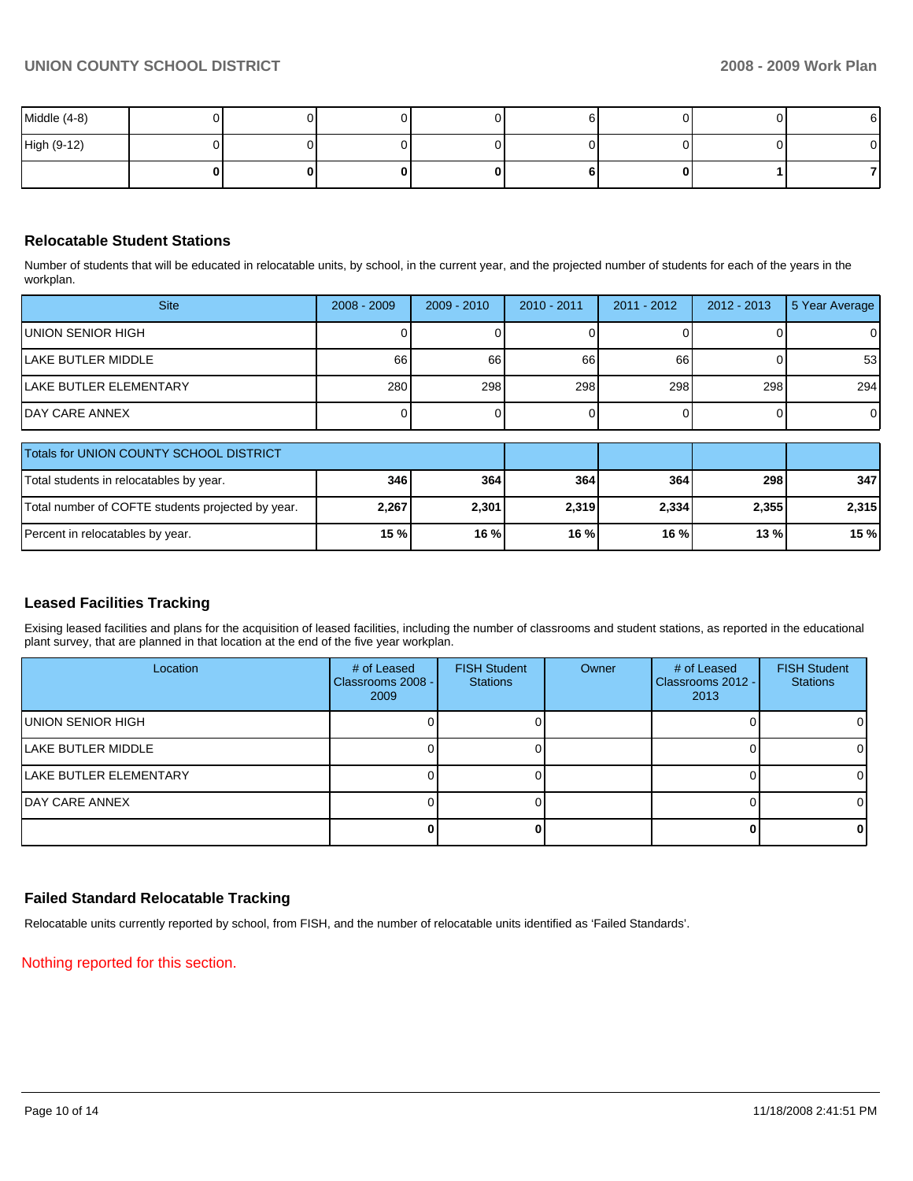| | | | | | | | | |
|---|---|---|---|---|---|---|---|---|
| Middle (4-8) | 0 | 0 | 0 | 0 | 6 | 0 | 0 | 6 |
| High (9-12) | 0 | 0 | 0 | 0 | 0 | 0 | 0 | 0 |
| | **0** | **0** | **0** | **0** | **6** | **0** | **1** | **7** |

## Relocatable Student Stations

Number of students that will be educated in relocatable units, by school, in the current year, and the projected number of students for each of the years in the workplan.

| Site | 2008 - 2009 | 2009 - 2010 | 2010 - 2011 | 2011 - 2012 | 2012 - 2013 | 5 Year Average |
|---|---|---|---|---|---|---|
| UNION SENIOR HIGH | 0 | 0 | 0 | 0 | 0 | 0 |
| LAKE BUTLER MIDDLE | 66 | 66 | 66 | 66 | 0 | 53 |
| LAKE BUTLER ELEMENTARY | 280 | 298 | 298 | 298 | 298 | 294 |
| DAY CARE ANNEX | 0 | 0 | 0 | 0 | 0 | 0 |

| Totals for UNION COUNTY SCHOOL DISTRICT | | | | | | |
|---|---|---|---|---|---|---|
| Total students in relocatables by year. | **346** | **364** | **364** | **364** | **298** | **347** |
| Total number of COFTE students projected by year. | **2,267** | **2,301** | **2,319** | **2,334** | **2,355** | **2,315** |
| Percent in relocatables by year. | **15 %** | **16 %** | **16 %** | **16 %** | **13 %** | **15 %** |

## Leased Facilities Tracking

Exising leased facilities and plans for the acquisition of leased facilities, including the number of classrooms and student stations, as reported in the educational plant survey, that are planned in that location at the end of the five year workplan.

| Location | # of Leased Classrooms 2008 - 2009 | FISH Student Stations | Owner | # of Leased Classrooms 2012 - 2013 | FISH Student Stations |
|---|---|---|---|---|---|
| UNION SENIOR HIGH | 0 | 0 | | 0 | 0 |
| LAKE BUTLER MIDDLE | 0 | 0 | | 0 | 0 |
| LAKE BUTLER ELEMENTARY | 0 | 0 | | 0 | 0 |
| DAY CARE ANNEX | 0 | 0 | | 0 | 0 |
| | **0** | **0** | | **0** | **0** |

## Failed Standard Relocatable Tracking

Relocatable units currently reported by school, from FISH, and the number of relocatable units identified as 'Failed Standards'.

Nothing reported for this section.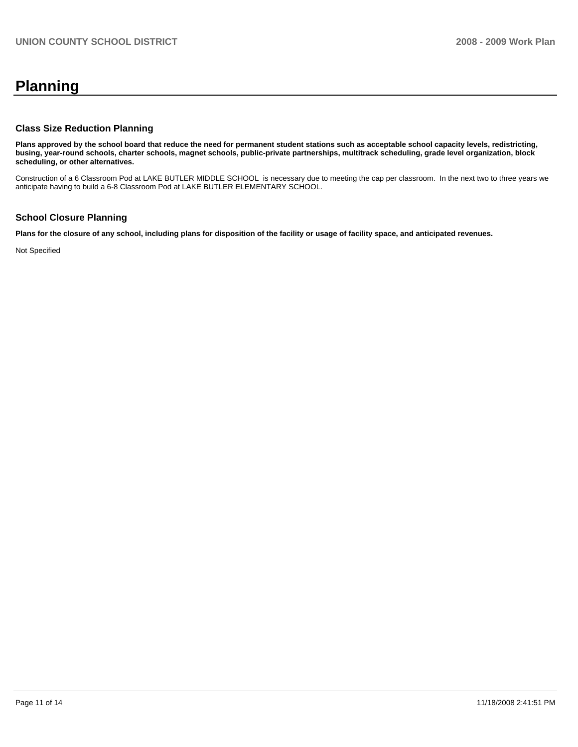# Planning

## Class Size Reduction Planning

**Plans approved by the school board that reduce the need for permanent student stations such as acceptable school capacity levels, redistricting, busing, year-round schools, charter schools, magnet schools, public-private partnerships, multitrack scheduling, grade level organization, block scheduling, or other alternatives.**

Construction of a 6 Classroom Pod at LAKE BUTLER MIDDLE SCHOOL is necessary due to meeting the cap per classroom. In the next two to three years we anticipate having to build a 6-8 Classroom Pod at LAKE BUTLER ELEMENTARY SCHOOL.

## School Closure Planning

**Plans for the closure of any school, including plans for disposition of the facility or usage of facility space, and anticipated revenues.**

Not Specified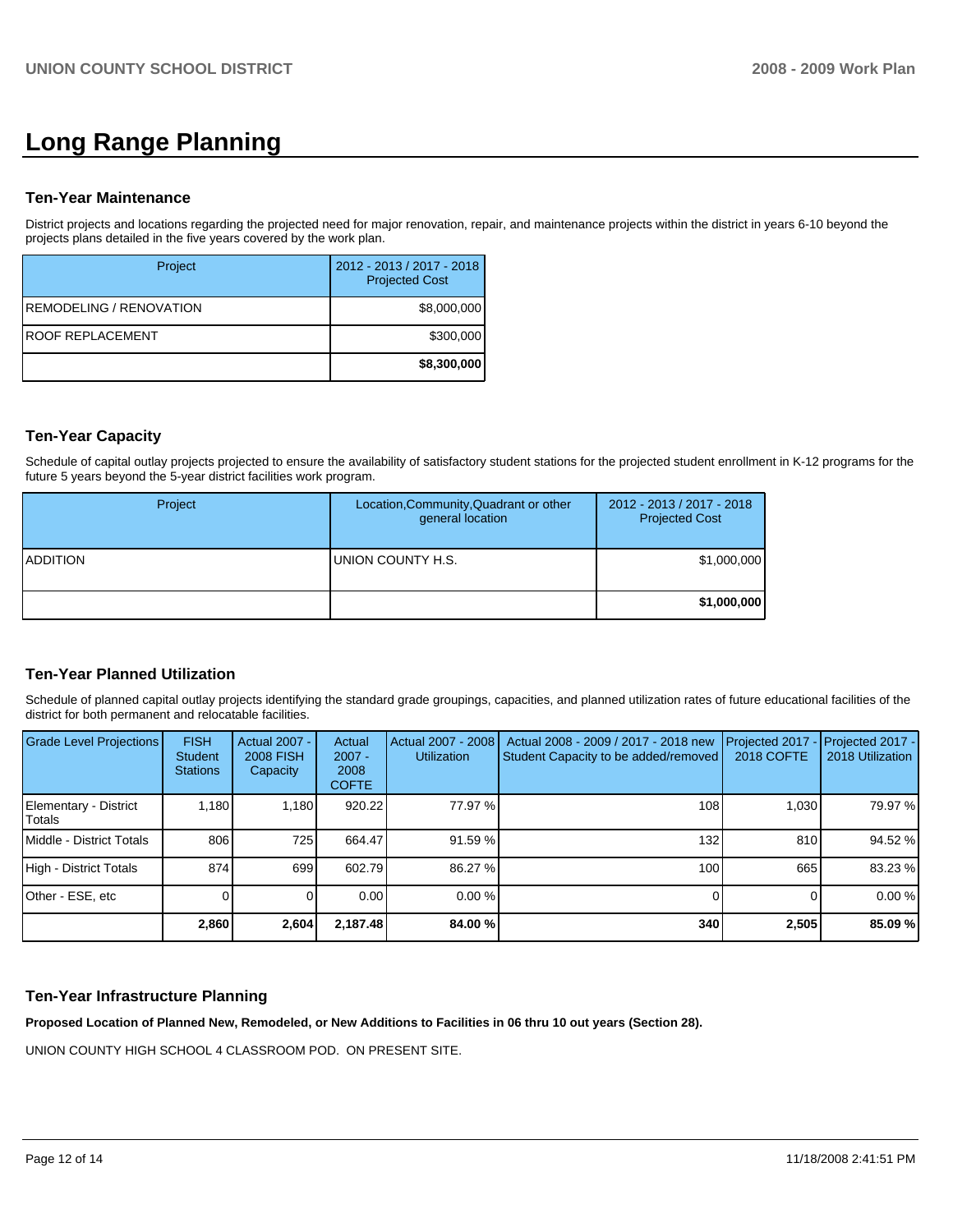# Long Range Planning

## Ten-Year Maintenance

District projects and locations regarding the projected need for major renovation, repair, and maintenance projects within the district in years 6-10 beyond the projects plans detailed in the five years covered by the work plan.

| Project | 2012 - 2013 / 2017 - 2018 Projected Cost |
|---|---|
| REMODELING / RENOVATION | $8,000,000 |
| ROOF REPLACEMENT | $300,000 |
| | **$8,300,000** |

## Ten-Year Capacity

Schedule of capital outlay projects projected to ensure the availability of satisfactory student stations for the projected student enrollment in K-12 programs for the future 5 years beyond the 5-year district facilities work program.

| Project | Location,Community,Quadrant or other general location | 2012 - 2013 / 2017 - 2018 Projected Cost |
|---|---|---|
| ADDITION | UNION COUNTY H.S. | $1,000,000 |
| | | **$1,000,000** |

## Ten-Year Planned Utilization

Schedule of planned capital outlay projects identifying the standard grade groupings, capacities, and planned utilization rates of future educational facilities of the district for both permanent and relocatable facilities.

| Grade Level Projections | FISH Student Stations | Actual 2007 - 2008 FISH Capacity | Actual 2007 - 2008 COFTE | Actual 2007 - 2008 Utilization | Actual 2008 - 2009 / 2017 - 2018 new Student Capacity to be added/removed | Projected 2017 - 2018 COFTE | Projected 2017 - 2018 Utilization |
|---|---|---|---|---|---|---|---|
| Elementary - District Totals | 1,180 | 1,180 | 920.22 | 77.97 % | 108 | 1,030 | 79.97 % |
| Middle - District Totals | 806 | 725 | 664.47 | 91.59 % | 132 | 810 | 94.52 % |
| High - District Totals | 874 | 699 | 602.79 | 86.27 % | 100 | 665 | 83.23 % |
| Other - ESE, etc | 0 | 0 | 0.00 | 0.00 % | 0 | 0 | 0.00 % |
| | **2,860** | **2,604** | **2,187.48** | **84.00 %** | **340** | **2,505** | **85.09 %** |

## Ten-Year Infrastructure Planning

**Proposed Location of Planned New, Remodeled, or New Additions to Facilities in 06 thru 10 out years (Section 28).**

UNION COUNTY HIGH SCHOOL 4 CLASSROOM POD. ON PRESENT SITE.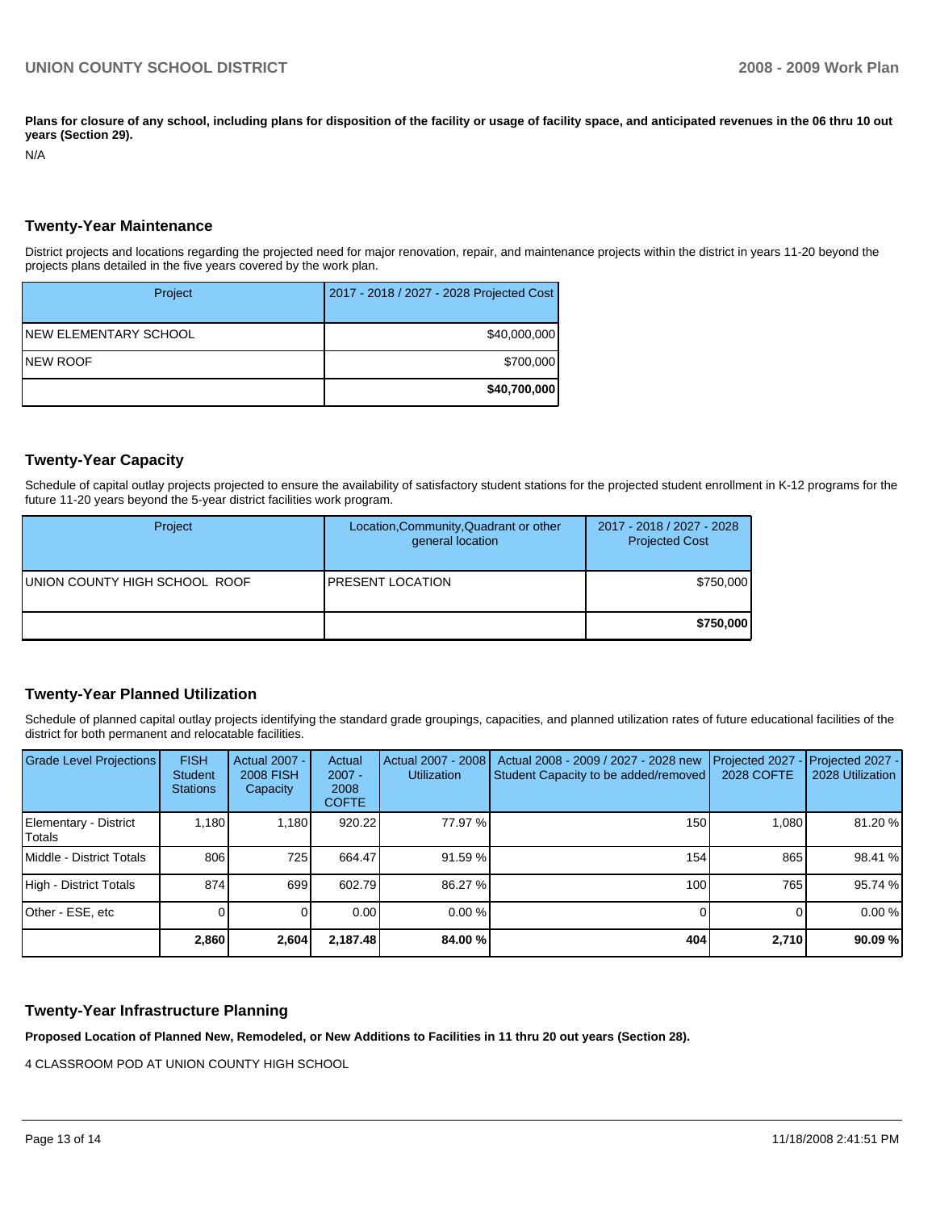**Plans for closure of any school, including plans for disposition of the facility or usage of facility space, and anticipated revenues in the 06 thru 10 out years (Section 29).**

N/A

## Twenty-Year Maintenance

District projects and locations regarding the projected need for major renovation, repair, and maintenance projects within the district in years 11-20 beyond the projects plans detailed in the five years covered by the work plan.

| Project | 2017 - 2018 / 2027 - 2028 Projected Cost |
|---|---|
| NEW ELEMENTARY SCHOOL | $40,000,000 |
| NEW ROOF | $700,000 |
| | **$40,700,000** |

## Twenty-Year Capacity

Schedule of capital outlay projects projected to ensure the availability of satisfactory student stations for the projected student enrollment in K-12 programs for the future 11-20 years beyond the 5-year district facilities work program.

| Project | Location,Community,Quadrant or other general location | 2017 - 2018 / 2027 - 2028 Projected Cost |
|---|---|---|
| UNION COUNTY HIGH SCHOOL ROOF | PRESENT LOCATION | $750,000 |
| | | **$750,000** |

## Twenty-Year Planned Utilization

Schedule of planned capital outlay projects identifying the standard grade groupings, capacities, and planned utilization rates of future educational facilities of the district for both permanent and relocatable facilities.

| Grade Level Projections | FISH Student Stations | Actual 2007 - 2008 FISH Capacity | Actual 2007 - 2008 COFTE | Actual 2007 - 2008 Utilization | Actual 2008 - 2009 / 2027 - 2028 new Student Capacity to be added/removed | Projected 2027 - 2028 COFTE | Projected 2027 - 2028 Utilization |
|---|---|---|---|---|---|---|---|
| Elementary - District Totals | 1,180 | 1,180 | 920.22 | 77.97 % | 150 | 1,080 | 81.20 % |
| Middle - District Totals | 806 | 725 | 664.47 | 91.59 % | 154 | 865 | 98.41 % |
| High - District Totals | 874 | 699 | 602.79 | 86.27 % | 100 | 765 | 95.74 % |
| Other - ESE, etc | 0 | 0 | 0.00 | 0.00 % | 0 | 0 | 0.00 % |
| | **2,860** | **2,604** | **2,187.48** | **84.00 %** | **404** | **2,710** | **90.09 %** |

## Twenty-Year Infrastructure Planning

**Proposed Location of Planned New, Remodeled, or New Additions to Facilities in 11 thru 20 out years (Section 28).**

4 CLASSROOM POD AT UNION COUNTY HIGH SCHOOL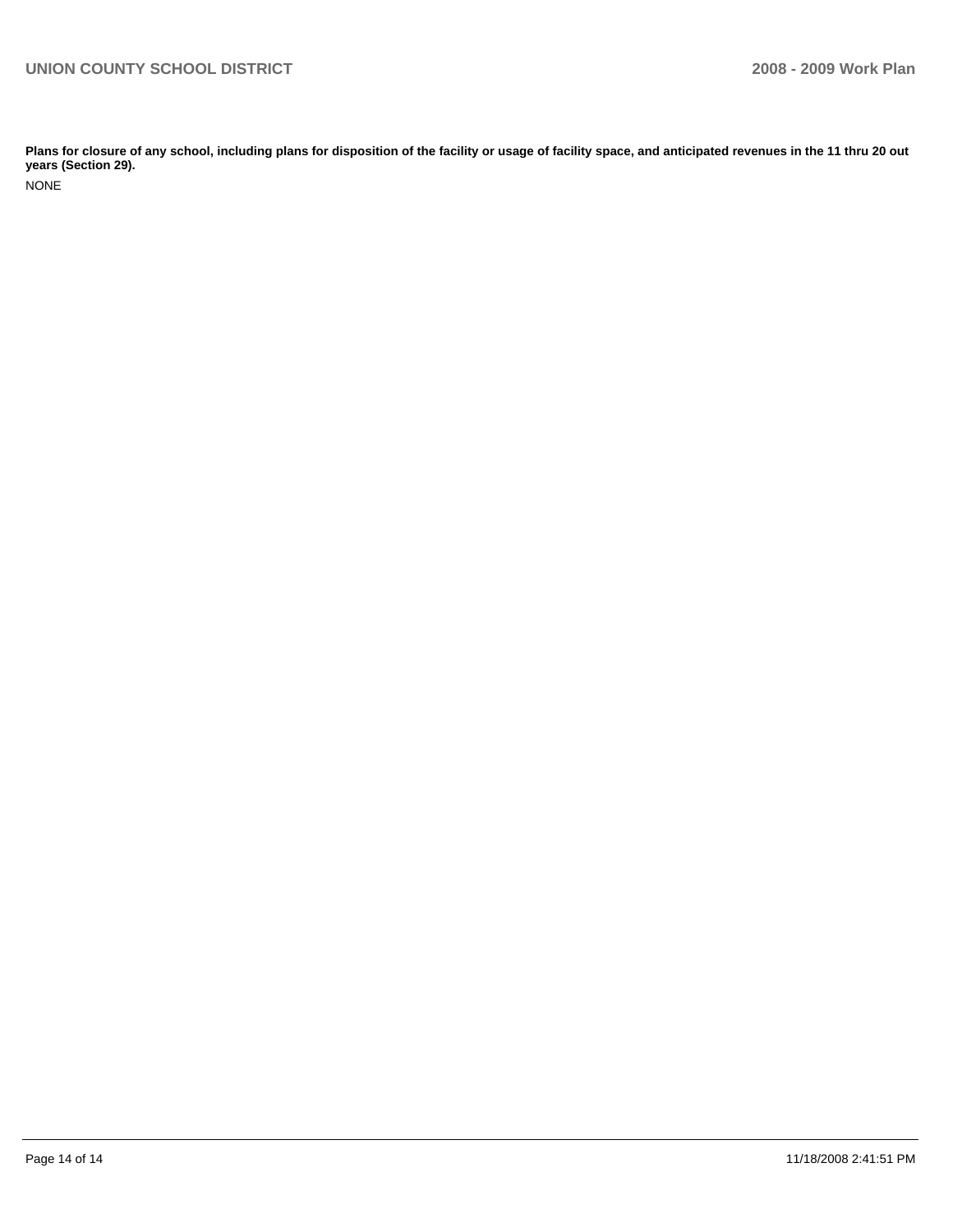**Plans for closure of any school, including plans for disposition of the facility or usage of facility space, and anticipated revenues in the 11 thru 20 out years (Section 29).**

NONE